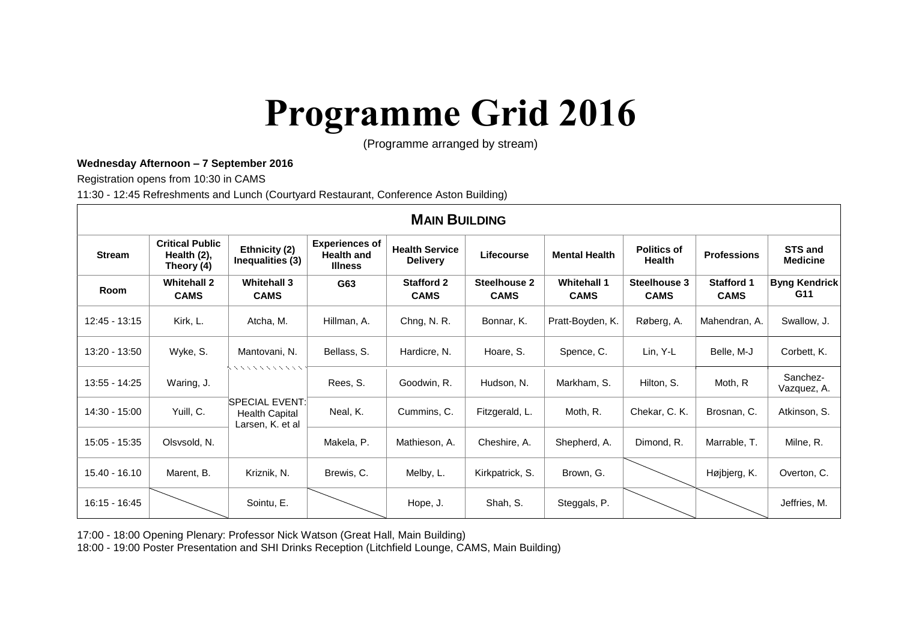# Programme Grid 2016

(Programme arranged by stream)

**Wednesday Afternoon – 7 September 2016**

Registration opens from 10:30 in CAMS

11:30 - 12:45 Refreshments and Lunch (Courtyard Restaurant, Conference Aston Building)

| **MAIN BUILDING** | | | | | | | | | |
|---|---|---|---|---|---|---|---|---|---|
| **Stream** | **Critical Public Health (2), Theory (4)** | **Ethnicity (2) Inequalities (3)** | **Experiences of Health and Illness** | **Health Service Delivery** | **Lifecourse** | **Mental Health** | **Politics of Health** | **Professions** | **STS and Medicine** |
| **Room** | **Whitehall 2 CAMS** | **Whitehall 3 CAMS** | **G63** | **Stafford 2 CAMS** | **Steelhouse 2 CAMS** | **Whitehall 1 CAMS** | **Steelhouse 3 CAMS** | **Stafford 1 CAMS** | **Byng Kendrick G11** |
| 12:45 - 13:15 | Kirk, L. | Atcha, M. | Hillman, A. | Chng, N. R. | Bonnar, K. | Pratt-Boyden, K. | Røberg, A. | Mahendran, A. | Swallow, J. |
| 13:20 - 13:50 | Wyke, S. | Mantovani, N. | Bellass, S. | Hardicre, N. | Hoare, S. | Spence, C. | Lin, Y-L | Belle, M-J | Corbett, K. |
| 13:55 - 14:25 | Waring, J. | SPECIAL EVENT: Health Capital Larsen, K. et al | Rees, S. | Goodwin, R. | Hudson, N. | Markham, S. | Hilton, S. | Moth, R | Sanchez-Vazquez, A. |
| 14:30 - 15:00 | Yuill, C. | | Neal, K. | Cummins, C. | Fitzgerald, L. | Moth, R. | Chekar, C. K. | Brosnan, C. | Atkinson, S. |
| 15:05 - 15:35 | Olsvsold, N. | | Makela, P. | Mathieson, A. | Cheshire, A. | Shepherd, A. | Dimond, R. | Marrable, T. | Milne, R. |
| 15.40 - 16.10 | Marent, B. | Kriznik, N. | Brewis, C. | Melby, L. | Kirkpatrick, S. | Brown, G. | | Højbjerg, K. | Overton, C. |
| 16:15 - 16:45 | | Sointu, E. | | Hope, J. | Shah, S. | Steggals, P. | | | Jeffries, M. |

17:00 - 18:00 Opening Plenary: Professor Nick Watson (Great Hall, Main Building)

18:00 - 19:00 Poster Presentation and SHI Drinks Reception (Litchfield Lounge, CAMS, Main Building)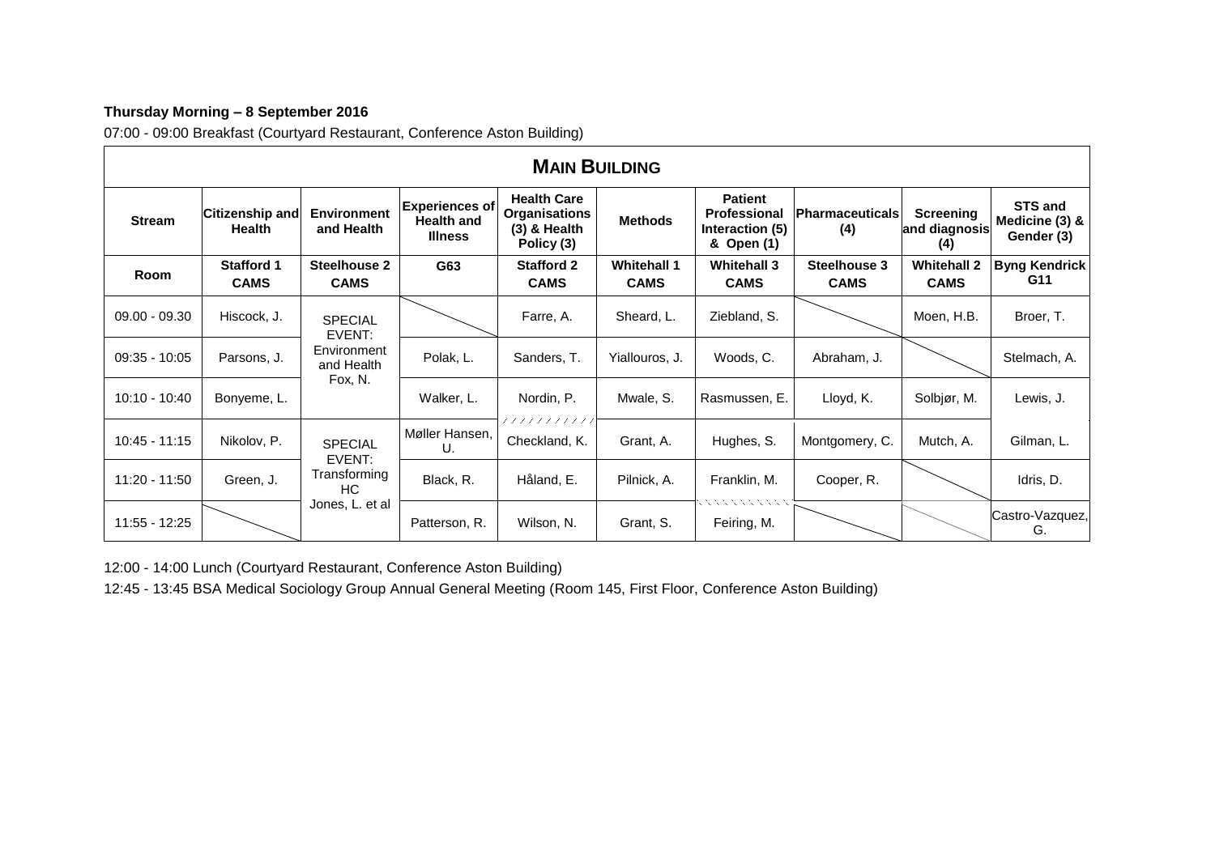**Thursday Morning – 8 September 2016**

07:00 - 09:00 Breakfast (Courtyard Restaurant, Conference Aston Building)

## MAIN BUILDING

| Stream | Citizenship and Health | Environment and Health | Experiences of Health and Illness | Health Care Organisations (3) & Health Policy (3) | Methods | Patient Professional Interaction (5) & Open (1) | Pharmaceuticals (4) | Screening and diagnosis (4) | STS and Medicine (3) & Gender (3) |
|---|---|---|---|---|---|---|---|---|---|
| **Room** | **Stafford 1 CAMS** | **Steelhouse 2 CAMS** | **G63** | **Stafford 2 CAMS** | **Whitehall 1 CAMS** | **Whitehall 3 CAMS** | **Steelhouse 3 CAMS** | **Whitehall 2 CAMS** | **Byng Kendrick G11** |
| 09.00 - 09.30 | Hiscock, J. | SPECIAL EVENT: Environment and Health Fox, N. | | Farre, A. | Sheard, L. | Ziebland, S. | | Moen, H.B. | Broer, T. |
| 09:35 - 10:05 | Parsons, J. | | Polak, L. | Sanders, T. | Yiallouros, J. | Woods, C. | Abraham, J. | | Stelmach, A. |
| 10:10 - 10:40 | Bonyeme, L. | | Walker, L. | Nordin, P. | Mwale, S. | Rasmussen, E. | Lloyd, K. | Solbjør, M. | Lewis, J. |
| 10:45 - 11:15 | Nikolov, P. | SPECIAL EVENT: Transforming HC Jones, L. et al | Møller Hansen, U. | Checkland, K. | Grant, A. | Hughes, S. | Montgomery, C. | Mutch, A. | Gilman, L. |
| 11:20 - 11:50 | Green, J. | | Black, R. | Håland, E. | Pilnick, A. | Franklin, M. | Cooper, R. | | Idris, D. |
| 11:55 - 12:25 | | | Patterson, R. | Wilson, N. | Grant, S. | Feiring, M. | | | Castro-Vazquez, G. |

12:00 - 14:00 Lunch (Courtyard Restaurant, Conference Aston Building)

12:45 - 13:45 BSA Medical Sociology Group Annual General Meeting (Room 145, First Floor, Conference Aston Building)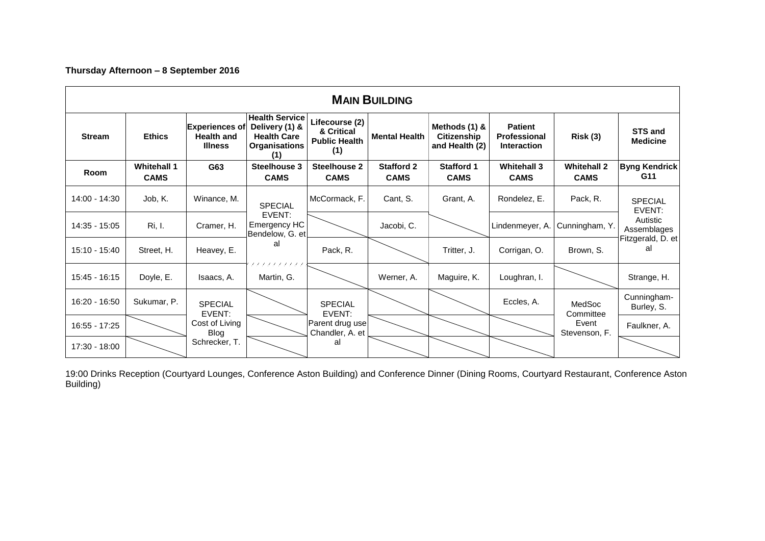**Thursday Afternoon – 8 September 2016**

## MAIN BUILDING

| Stream | Ethics | Experiences of Health and Illness | Health Service Delivery (1) & Health Care Organisations (1) | Lifecourse (2) & Critical Public Health (1) | Mental Health | Methods (1) & Citizenship and Health (2) | Patient Professional Interaction | Risk (3) | STS and Medicine |
|---|---|---|---|---|---|---|---|---|---|
| **Room** | **Whitehall 1 CAMS** | **G63** | **Steelhouse 3 CAMS** | **Steelhouse 2 CAMS** | **Stafford 2 CAMS** | **Stafford 1 CAMS** | **Whitehall 3 CAMS** | **Whitehall 2 CAMS** | **Byng Kendrick G11** |
| 14:00 - 14:30 | Job, K. | Winance, M. | SPECIAL EVENT: Emergency HC Bendelow, G. et al | McCormack, F. | Cant, S. | Grant, A. | Rondelez, E. | Pack, R. | SPECIAL EVENT: Autistic Assemblages Fitzgerald, D. et al |
| 14:35 - 15:05 | Ri, I. | Cramer, H. | | | Jacobi, C. | | Lindenmeyer, A. | Cunningham, Y. | |
| 15:10 - 15:40 | Street, H. | Heavey, E. | | Pack, R. | | Tritter, J. | Corrigan, O. | Brown, S. | |
| 15:45 - 16:15 | Doyle, E. | Isaacs, A. | Martin, G. | | Werner, A. | Maguire, K. | Loughran, I. | | Strange, H. |
| 16:20 - 16:50 | Sukumar, P. | SPECIAL EVENT: Cost of Living Blog Schrecker, T. | | SPECIAL EVENT: Parent drug use Chandler, A. et al | | | Eccles, A. | MedSoc Committee Event Stevenson, F. | Cunningham-Burley, S. |
| 16:55 - 17:25 | | | | | | | | | Faulkner, A. |
| 17:30 - 18:00 | | | | | | | | | |

19:00 Drinks Reception (Courtyard Lounges, Conference Aston Building) and Conference Dinner (Dining Rooms, Courtyard Restaurant, Conference Aston Building)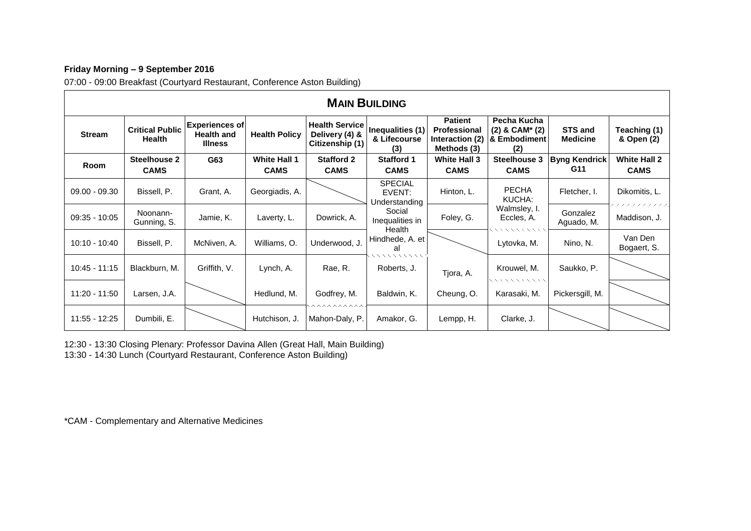**Friday Morning – 9 September 2016**

07:00 - 09:00 Breakfast (Courtyard Restaurant, Conference Aston Building)

| **MAIN BUILDING** | | | | | | | | | |
|---|---|---|---|---|---|---|---|---|---|
| **Stream** | **Critical Public Health** | **Experiences of Health and Illness** | **Health Policy** | **Health Service Delivery (4) & Citizenship (1)** | **Inequalities (1) & Lifecourse (3)** | **Patient Professional Interaction (2) Methods (3)** | **Pecha Kucha (2) & CAM* (2) & Embodiment (2)** | **STS and Medicine** | **Teaching (1) & Open (2)** |
| **Room** | **Steelhouse 2 CAMS** | **G63** | **White Hall 1 CAMS** | **Stafford 2 CAMS** | **Stafford 1 CAMS** | **White Hall 3 CAMS** | **Steelhouse 3 CAMS** | **Byng Kendrick G11** | **White Hall 2 CAMS** |
| 09.00 - 09.30 | Bissell, P. | Grant, A. | Georgiadis, A. | | SPECIAL EVENT: Understanding Social Inequalities in Health Hindhede, A. et al | Hinton, L. | PECHA KUCHA: Walmsley, I. Eccles, A. | Fletcher, I. | Dikomitis, L. |
| 09:35 - 10:05 | Noonann-Gunning, S. | Jamie, K. | Laverty, L. | Dowrick, A. | | Foley, G. | | Gonzalez Aguado, M. | Maddison, J. |
| 10:10 - 10:40 | Bissell, P. | McNiven, A. | Williams, O. | Underwood, J. | | | Lytovka, M. | Nino, N. | Van Den Bogaert, S. |
| 10:45 - 11:15 | Blackburn, M. | Griffith, V. | Lynch, A. | Rae, R. | Roberts, J. | Tjora, A. | Krouwel, M. | Saukko, P. | |
| 11:20 - 11:50 | Larsen, J.A. | | Hedlund, M. | Godfrey, M. | Baldwin, K. | Cheung, O. | Karasaki, M. | Pickersgill, M. | |
| 11:55 - 12:25 | Dumbili, E. | | Hutchison, J. | Mahon-Daly, P. | Amakor, G. | Lempp, H. | Clarke, J. | | |

12:30 - 13:30 Closing Plenary: Professor Davina Allen (Great Hall, Main Building)

13:30 - 14:30 Lunch (Courtyard Restaurant, Conference Aston Building)

*CAM - Complementary and Alternative Medicines